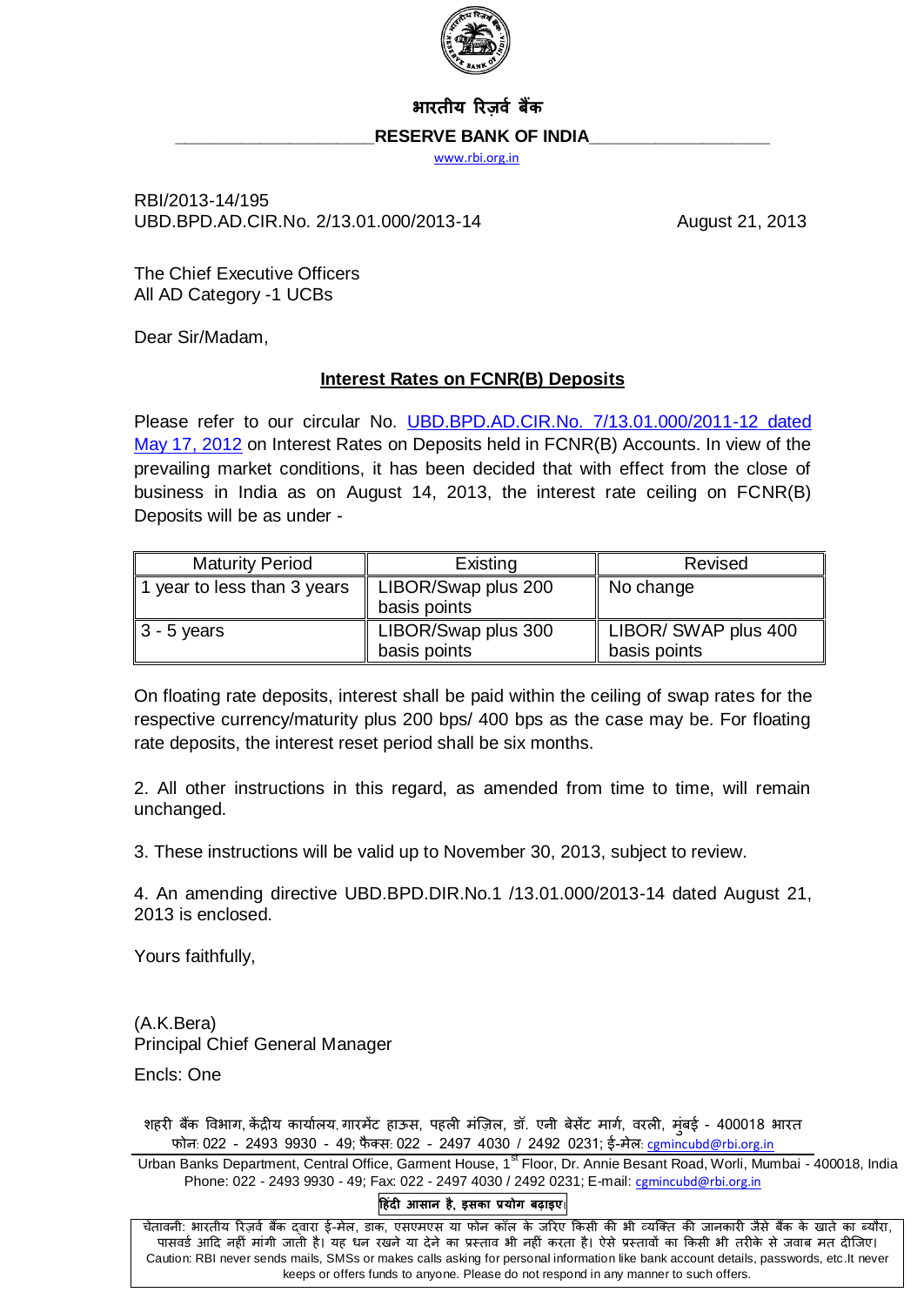भारतीय रिज़र्व बैंक

**RESERVE BANK OF INDIA**

www.rbi.org.in

RBI/2013-14/195
UBD.BPD.AD.CIR.No. 2/13.01.000/2013-14 August 21, 2013

The Chief Executive Officers
All AD Category -1 UCBs

Dear Sir/Madam,

**Interest Rates on FCNR(B) Deposits**

Please refer to our circular No. UBD.BPD.AD.CIR.No. 7/13.01.000/2011-12 dated May 17, 2012 on Interest Rates on Deposits held in FCNR(B) Accounts. In view of the prevailing market conditions, it has been decided that with effect from the close of business in India as on August 14, 2013, the interest rate ceiling on FCNR(B) Deposits will be as under -

| Maturity Period | Existing | Revised |
|---|---|---|
| 1 year to less than 3 years | LIBOR/Swap plus 200 basis points | No change |
| 3 - 5 years | LIBOR/Swap plus 300 basis points | LIBOR/ SWAP plus 400 basis points |

On floating rate deposits, interest shall be paid within the ceiling of swap rates for the respective currency/maturity plus 200 bps/ 400 bps as the case may be. For floating rate deposits, the interest reset period shall be six months.

2. All other instructions in this regard, as amended from time to time, will remain unchanged.

3. These instructions will be valid up to November 30, 2013, subject to review.

4. An amending directive UBD.BPD.DIR.No.1 /13.01.000/2013-14 dated August 21, 2013 is enclosed.

Yours faithfully,

(A.K.Bera)
Principal Chief General Manager

Encls: One

शहरी बैंक विभाग, केंद्रीय कार्यालय, गारमेंट हाऊस, पहली मंज़िल, डॉ. एनी बेसेंट मार्ग, वरली, मुंबई - 400018 भारत
फोन: 022 - 2493 9930 - 49; फैक्स: 022 - 2497 4030 / 2492 0231; ई-मेल: cgmincubd@rbi.org.in

Urban Banks Department, Central Office, Garment House, 1st Floor, Dr. Annie Besant Road, Worli, Mumbai - 400018, India
Phone: 022 - 2493 9930 - 49; Fax: 022 - 2497 4030 / 2492 0231; E-mail: cgmincubd@rbi.org.in

**हिंदी आसान है, इसका प्रयोग बढ़ाइए।**

चेतावनी: भारतीय रिज़र्व बैंक द्वारा ई-मेल, डाक, एसएमएस या फोन कॉल के जरिए किसी की भी व्यक्तिगत जानकारी जैसे बैंक के खाते का ब्यौरा, पासवर्ड आदि नहीं मांगी जाती है। यह धन रखने या देने का प्रस्ताव भी नहीं करता है। ऐसे प्रस्तावों का किसी भी तरीके से जवाब मत दीजिए।
Caution: RBI never sends mails, SMSs or makes calls asking for personal information like bank account details, passwords, etc.It never keeps or offers funds to anyone. Please do not respond in any manner to such offers.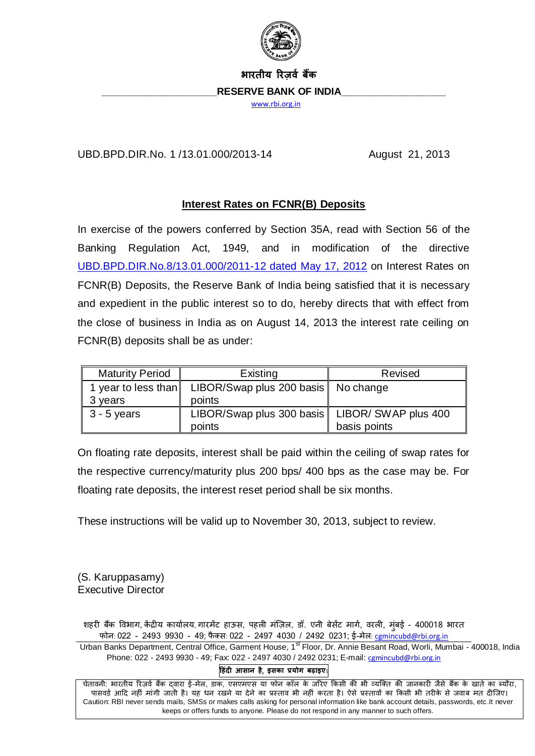भारतीय रिज़र्व बैंक

RESERVE BANK OF INDIA

www.rbi.org.in

UBD.BPD.DIR.No. 1 /13.01.000/2013-14 August 21, 2013

**Interest Rates on FCNR(B) Deposits**

In exercise of the powers conferred by Section 35A, read with Section 56 of the Banking Regulation Act, 1949, and in modification of the directive UBD.BPD.DIR.No.8/13.01.000/2011-12 dated May 17, 2012 on Interest Rates on FCNR(B) Deposits, the Reserve Bank of India being satisfied that it is necessary and expedient in the public interest so to do, hereby directs that with effect from the close of business in India as on August 14, 2013 the interest rate ceiling on FCNR(B) deposits shall be as under:

| Maturity Period | Existing | Revised |
|---|---|---|
| 1 year to less than 3 years | LIBOR/Swap plus 200 basis points | No change |
| 3 - 5 years | LIBOR/Swap plus 300 basis points | LIBOR/ SWAP plus 400 basis points |

On floating rate deposits, interest shall be paid within the ceiling of swap rates for the respective currency/maturity plus 200 bps/ 400 bps as the case may be. For floating rate deposits, the interest reset period shall be six months.

These instructions will be valid up to November 30, 2013, subject to review.

(S. Karuppasamy)
Executive Director

शहरी बैंक विभाग, केंद्रीय कार्यालय, गारमेंट हाऊस, पहली मंज़िल, डॉ. एनी बेसेंट मार्ग, वरली, मुंबई - 400018 भारत
फोन: 022 - 2493 9930 - 49; फैक्स: 022 - 2497 4030 / 2492 0231; ई-मेल: cgmincubd@rbi.org.in

Urban Banks Department, Central Office, Garment House, 1st Floor, Dr. Annie Besant Road, Worli, Mumbai - 400018, India
Phone: 022 - 2493 9930 - 49; Fax: 022 - 2497 4030 / 2492 0231; E-mail: cgmincubd@rbi.org.in

हिंदी आसान है, इसका प्रयोग बढ़ाइए।

चेतावनी: भारतीय रिज़र्व बैंक द्वारा ई-मेल, डाक, एसएमएस या फोन कॉल के जरिए किसी की भी व्यक्ति की जानकारी जैसे बैंक के खाते का ब्यौरा, पासवर्ड आदि नहीं मांगी जाती है। यह धन रखने या देने का प्रस्ताव भी नहीं करता है। ऐसे प्रस्तावों का किसी भी तरीके से जवाब मत दीजिए।
Caution: RBI never sends mails, SMSs or makes calls asking for personal information like bank account details, passwords, etc.It never keeps or offers funds to anyone. Please do not respond in any manner to such offers.